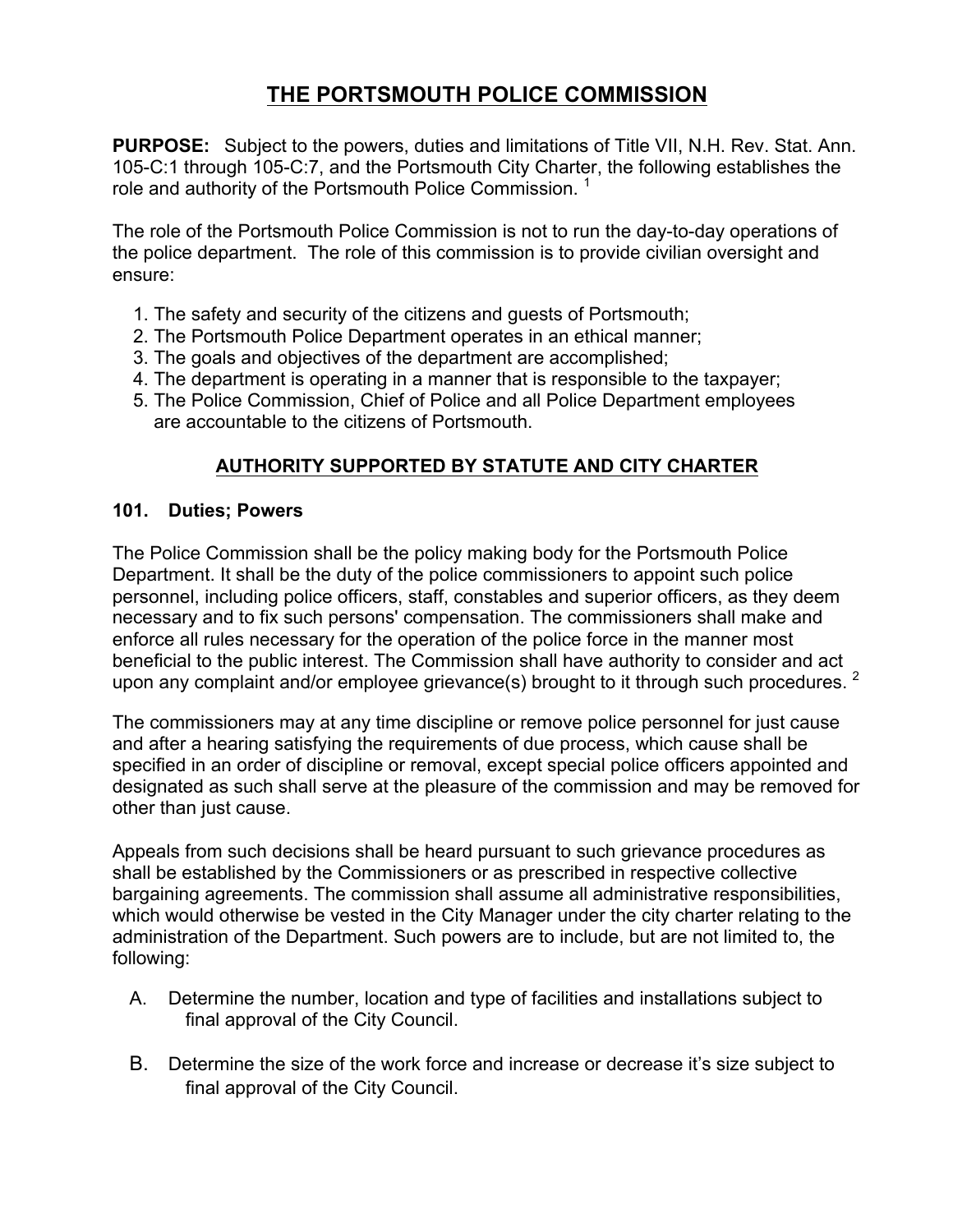# THE PORTSMOUTH POLICE COMMISSION

**PURPOSE:** Subject to the powers, duties and limitations of Title VII, N.H. Rev. Stat. Ann. 105-C:1 through 105-C:7, and the Portsmouth City Charter, the following establishes the role and authority of the Portsmouth Police Commission. [1]

The role of the Portsmouth Police Commission is not to run the day-to-day operations of the police department. The role of this commission is to provide civilian oversight and ensure:

1. The safety and security of the citizens and guests of Portsmouth;
2. The Portsmouth Police Department operates in an ethical manner;
3. The goals and objectives of the department are accomplished;
4. The department is operating in a manner that is responsible to the taxpayer;
5. The Police Commission, Chief of Police and all Police Department employees are accountable to the citizens of Portsmouth.

## AUTHORITY SUPPORTED BY STATUTE AND CITY CHARTER

### 101. Duties; Powers

The Police Commission shall be the policy making body for the Portsmouth Police Department. It shall be the duty of the police commissioners to appoint such police personnel, including police officers, staff, constables and superior officers, as they deem necessary and to fix such persons' compensation. The commissioners shall make and enforce all rules necessary for the operation of the police force in the manner most beneficial to the public interest. The Commission shall have authority to consider and act upon any complaint and/or employee grievance(s) brought to it through such procedures. [2]

The commissioners may at any time discipline or remove police personnel for just cause and after a hearing satisfying the requirements of due process, which cause shall be specified in an order of discipline or removal, except special police officers appointed and designated as such shall serve at the pleasure of the commission and may be removed for other than just cause.

Appeals from such decisions shall be heard pursuant to such grievance procedures as shall be established by the Commissioners or as prescribed in respective collective bargaining agreements. The commission shall assume all administrative responsibilities, which would otherwise be vested in the City Manager under the city charter relating to the administration of the Department. Such powers are to include, but are not limited to, the following:

A. Determine the number, location and type of facilities and installations subject to final approval of the City Council.

B. Determine the size of the work force and increase or decrease it's size subject to final approval of the City Council.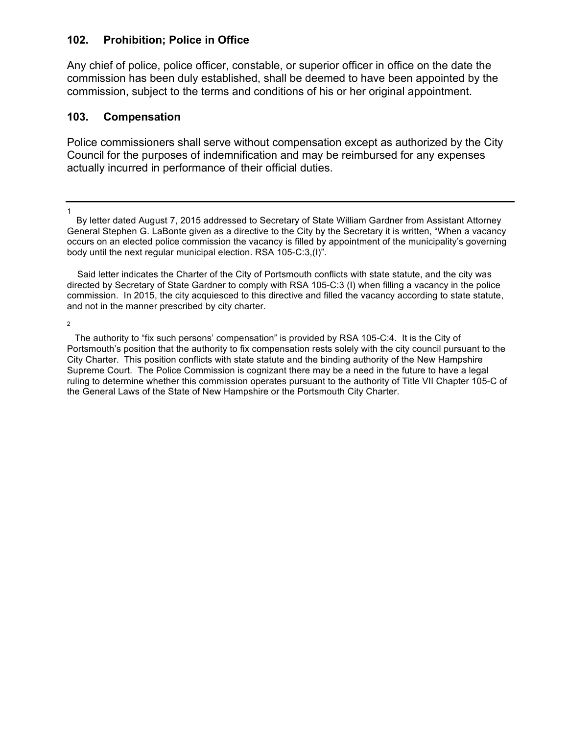### 102. Prohibition; Police in Office

Any chief of police, police officer, constable, or superior officer in office on the date the commission has been duly established, shall be deemed to have been appointed by the commission, subject to the terms and conditions of his or her original appointment.

### 103. Compensation

Police commissioners shall serve without compensation except as authorized by the City Council for the purposes of indemnification and may be reimbursed for any expenses actually incurred in performance of their official duties.

---

[1] By letter dated August 7, 2015 addressed to Secretary of State William Gardner from Assistant Attorney General Stephen G. LaBonte given as a directive to the City by the Secretary it is written, "When a vacancy occurs on an elected police commission the vacancy is filled by appointment of the municipality's governing body until the next regular municipal election. RSA 105-C:3,(I)".

Said letter indicates the Charter of the City of Portsmouth conflicts with state statute, and the city was directed by Secretary of State Gardner to comply with RSA 105-C:3 (I) when filling a vacancy in the police commission. In 2015, the city acquiesced to this directive and filled the vacancy according to state statute, and not in the manner prescribed by city charter.

[2] The authority to "fix such persons' compensation" is provided by RSA 105-C:4. It is the City of Portsmouth's position that the authority to fix compensation rests solely with the city council pursuant to the City Charter. This position conflicts with state statute and the binding authority of the New Hampshire Supreme Court. The Police Commission is cognizant there may be a need in the future to have a legal ruling to determine whether this commission operates pursuant to the authority of Title VII Chapter 105-C of the General Laws of the State of New Hampshire or the Portsmouth City Charter.